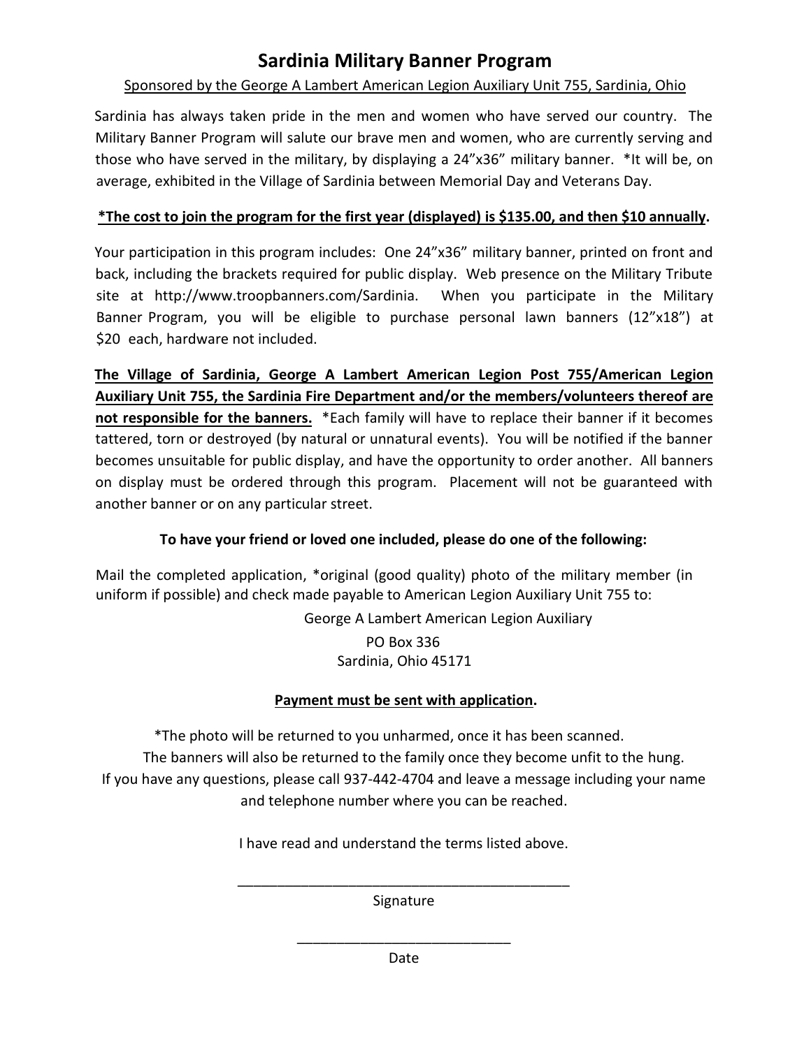# Sardinia Military Banner Program

<u>Sponsored by the George A Lambert American Legion Auxiliary Unit 755, Sardinia, Ohio</u>

Sardinia has always taken pride in the men and women who have served our country. The Military Banner Program will salute our brave men and women, who are currently serving and those who have served in the military, by displaying a 24"x36" military banner. *It will be, on average, exhibited in the Village of Sardinia between Memorial Day and Veterans Day.

**<u>*The cost to join the program for the first year (displayed) is $135.00, and then $10 annually</u>.**

Your participation in this program includes: One 24"x36" military banner, printed on front and back, including the brackets required for public display. Web presence on the Military Tribute site at http://www.troopbanners.com/Sardinia. When you participate in the Military Banner Program, you will be eligible to purchase personal lawn banners (12"x18") at $20 each, hardware not included.

**<u>The Village of Sardinia, George A Lambert American Legion Post 755/American Legion Auxiliary Unit 755, the Sardinia Fire Department and/or the members/volunteers thereof are not responsible for the banners.</u>** *Each family will have to replace their banner if it becomes tattered, torn or destroyed (by natural or unnatural events). You will be notified if the banner becomes unsuitable for public display, and have the opportunity to order another. All banners on display must be ordered through this program. Placement will not be guaranteed with another banner or on any particular street.

**To have your friend or loved one included, please do one of the following:**

Mail the completed application, *original (good quality) photo of the military member (in uniform if possible) and check made payable to American Legion Auxiliary Unit 755 to:

George A Lambert American Legion Auxiliary
PO Box 336
Sardinia, Ohio 45171

**<u>Payment must be sent with application</u>.**

*The photo will be returned to you unharmed, once it has been scanned.
The banners will also be returned to the family once they become unfit to the hung.
If you have any questions, please call 937-442-4704 and leave a message including your name and telephone number where you can be reached.

I have read and understand the terms listed above.

\_\_\_\_\_\_\_\_\_\_\_\_\_\_\_\_\_\_\_\_\_\_\_\_\_\_\_\_\_\_\_\_\_\_\_\_\_\_\_\_\_\_\_\_

Signature

\_\_\_\_\_\_\_\_\_\_\_\_\_\_\_\_\_\_\_\_\_\_\_\_\_\_\_\_

Date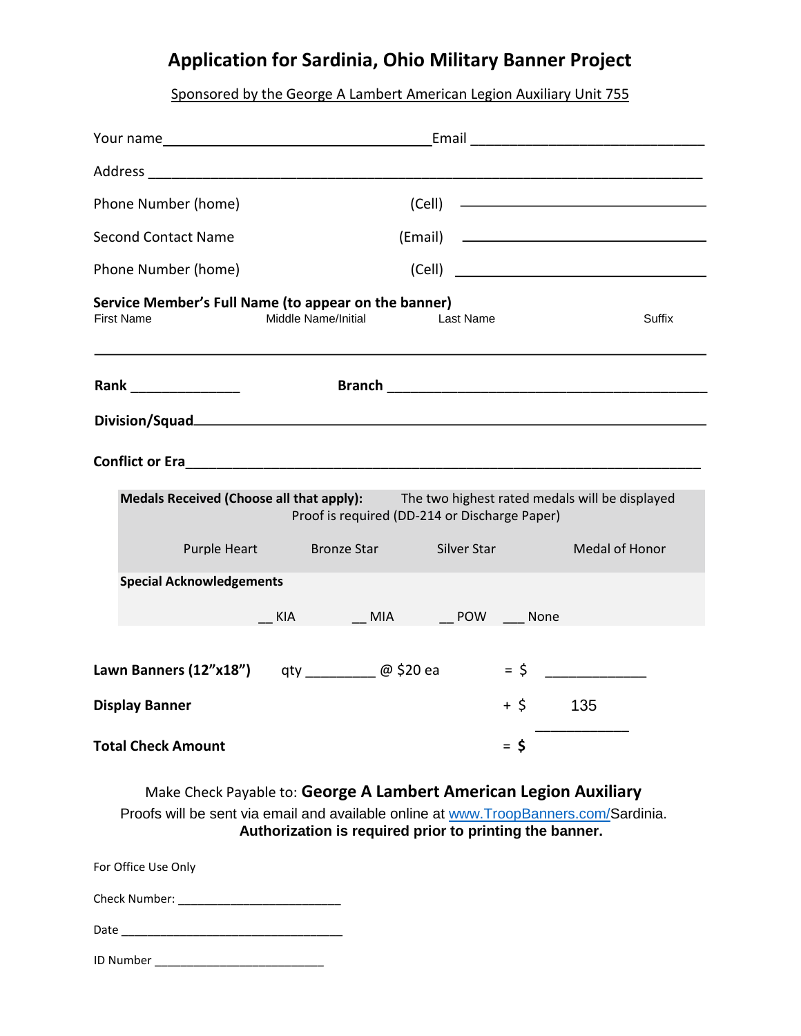# Application for Sardinia, Ohio Military Banner Project

Sponsored by the George A Lambert American Legion Auxiliary Unit 755

Your name________________________________ Email ______________________________

Address ________________________________________________________________________

Phone Number (home) (Cell) ________________________________

Second Contact Name (Email) ________________________________

Phone Number (home) (Cell) ________________________________

**Service Member's Full Name (to appear on the banner)**

First Name Middle Name/Initial Last Name Suffix

________________________________________________________________________________

**Rank** ______________ **Branch** ________________________________________

**Division/Squad**______________________________________________________________

**Conflict or Era**_____________________________________________________________

**Medals Received (Choose all that apply):** The two highest rated medals will be displayed
Proof is required (DD-214 or Discharge Paper)

Purple Heart Bronze Star Silver Star Medal of Honor

**Special Acknowledgements**

__ KIA __ MIA __ POW ___ None

**Lawn Banners (12"x18")** qty _________ @ $20 ea = $ ____________

**Display Banner** + $ 135

**Total Check Amount** = **$**

Make Check Payable to: **George A Lambert American Legion Auxiliary**

Proofs will be sent via email and available online at www.TroopBanners.com/Sardinia.

**Authorization is required prior to printing the banner.**

For Office Use Only

Check Number: ________________________

Date _________________________________

ID Number _________________________